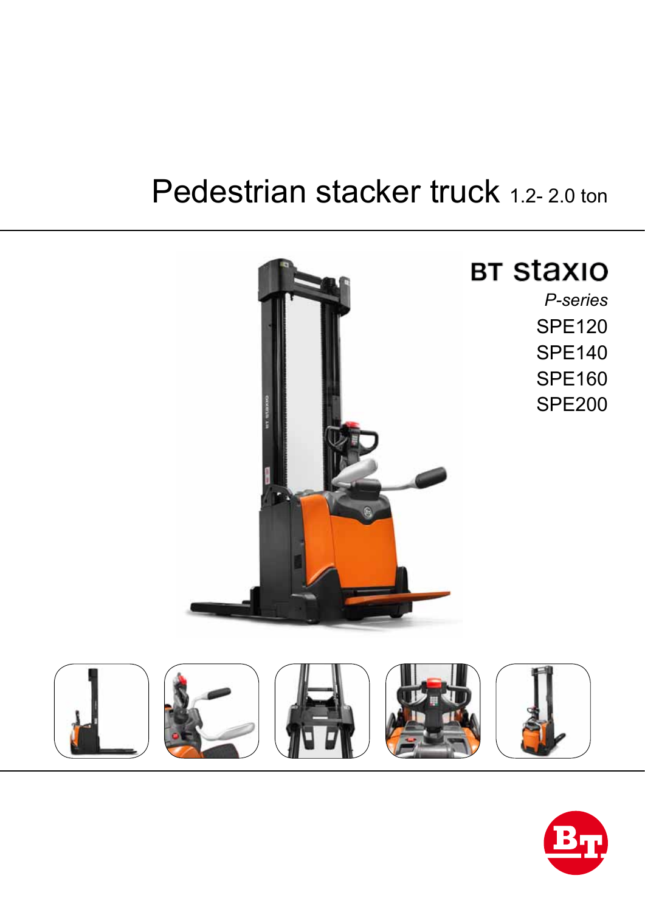# Pedestrian stacker truck 1.2- 2.0 ton

## BT staxio

*P-series*

SPE120

SPE140

SPE160

SPE200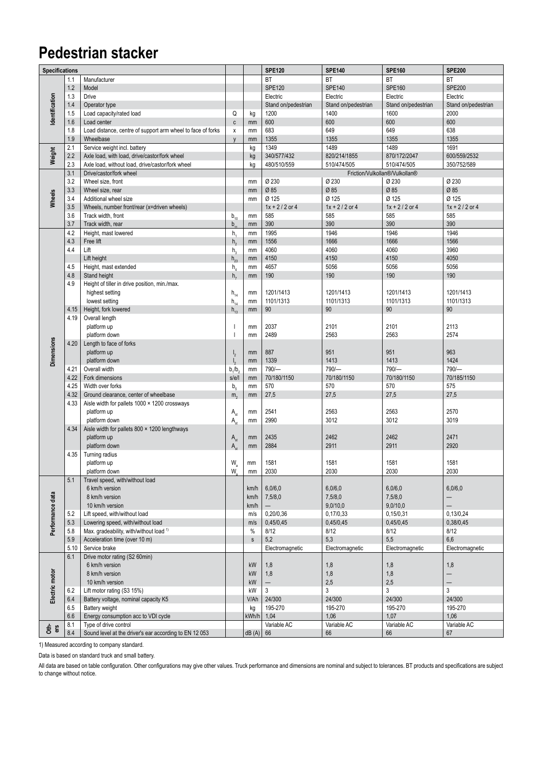# Pedestrian stacker

| Specifications | | | | | SPE120 | SPE140 | SPE160 | SPE200 |
|---|---|---|---|---|---|---|---|---|
| Identification | 1.1 | Manufacturer | | | BT | BT | BT | BT |
| | 1.2 | Model | | | SPE120 | SPE140 | SPE160 | SPE200 |
| | 1.3 | Drive | | | Electric | Electric | Electric | Electric |
| | 1.4 | Operator type | | | Stand on/pedestrian | Stand on/pedestrian | Stand on/pedestrian | Stand on/pedestrian |
| | 1.5 | Load capacity/rated load | Q | kg | 1200 | 1400 | 1600 | 2000 |
| | 1.6 | Load center | c | mm | 600 | 600 | 600 | 600 |
| | 1.8 | Load distance, centre of support arm wheel to face of forks | x | mm | 683 | 649 | 649 | 638 |
| | 1.9 | Wheelbase | y | mm | 1355 | 1355 | 1355 | 1355 |
| Weight | 2.1 | Service weight incl. battery | | kg | 1349 | 1489 | 1489 | 1691 |
| | 2.2 | Axle load, with load, drive/castor/fork wheel | | kg | 340/577/432 | 820/214/1855 | 870/172/2047 | 600/559/2532 |
| | 2.3 | Axle load, without load, drive/castor/fork wheel | | kg | 480/510/559 | 510/474/505 | 510/474/505 | 350/752/589 |
| Wheels | 3.1 | Drive/castor/fork wheel | | | Friction/Vulkollan®/Vulkollan® | | | |
| | 3.2 | Wheel size, front | | mm | Ø 230 | Ø 230 | Ø 230 | Ø 230 |
| | 3.3 | Wheel size, rear | | mm | Ø 85 | Ø 85 | Ø 85 | Ø 85 |
| | 3.4 | Additional wheel size | | mm | Ø 125 | Ø 125 | Ø 125 | Ø 125 |
| | 3.5 | Wheels, number front/rear (x=driven wheels) | | | 1x + 2 / 2 or 4 | 1x + 2 / 2 or 4 | 1x + 2 / 2 or 4 | 1x + 2 / 2 or 4 |
| | 3.6 | Track width, front | $b_{10}$ | mm | 585 | 585 | 585 | 585 |
| | 3.7 | Track width, rear | $b_{11}$ | mm | 390 | 390 | 390 | 390 |
| Dimensions | 4.2 | Height, mast lowered | $h_1$ | mm | 1995 | 1946 | 1946 | 1946 |
| | 4.3 | Free lift | $h_2$ | mm | 1556 | 1666 | 1666 | 1566 |
| | 4.4 | Lift | $h_3$ | mm | 4060 | 4060 | 4060 | 3960 |
| | | Lift height | $h_{23}$ | mm | 4150 | 4150 | 4150 | 4050 |
| | 4.5 | Height, mast extended | $h_4$ | mm | 4657 | 5056 | 5056 | 5056 |
| | 4.8 | Stand height | $h_7$ | mm | 190 | 190 | 190 | 190 |
| | 4.9 | Height of tiller in drive position, min./max. | | | | | | |
| | | highest setting | $h_{14}$ | mm | 1201/1413 | 1201/1413 | 1201/1413 | 1201/1413 |
| | | lowest setting | $h_{14}$ | mm | 1101/1313 | 1101/1313 | 1101/1313 | 1101/1313 |
| | 4.15 | Height, fork lowered | $h_{13}$ | mm | 90 | 90 | 90 | 90 |
| | 4.19 | Overall length | | | | | | |
| | | platform up | l | mm | 2037 | 2101 | 2101 | 2113 |
| | | platform down | l | mm | 2489 | 2563 | 2563 | 2574 |
| | 4.20 | Length to face of forks | | | | | | |
| | | platform up | $l_2$ | mm | 887 | 951 | 951 | 963 |
| | | platform down | $l_2$ | mm | 1339 | 1413 | 1413 | 1424 |
| | 4.21 | Overall width | $b_1/b_2$ | mm | 790/— | 790/— | 790/— | 790/— |
| | 4.22 | Fork dimensions | s/e/l | mm | 70/180/1150 | 70/180/1150 | 70/180/1150 | 70/185/1150 |
| | 4.25 | Width over forks | $b_5$ | mm | 570 | 570 | 570 | 575 |
| | 4.32 | Ground clearance, center of wheelbase | $m_2$ | mm | 27,5 | 27,5 | 27,5 | 27,5 |
| | 4.33 | Aisle width for pallets 1000 × 1200 crossways | | | | | | |
| | | platform up | $A_{st}$ | mm | 2541 | 2563 | 2563 | 2570 |
| | | platform down | $A_{st}$ | mm | 2990 | 3012 | 3012 | 3019 |
| | 4.34 | Aisle width for pallets 800 × 1200 lengthways | | | | | | |
| | | platform up | $A_{st}$ | mm | 2435 | 2462 | 2462 | 2471 |
| | | platform down | $A_{st}$ | mm | 2884 | 2911 | 2911 | 2920 |
| | 4.35 | Turning radius | | | | | | |
| | | platform up | $W_a$ | mm | 1581 | 1581 | 1581 | 1581 |
| | | platform down | $W_a$ | mm | 2030 | 2030 | 2030 | 2030 |
| Performance data | 5.1 | Travel speed, with/without load | | | | | | |
| | | 6 km/h version | | km/h | 6,0/6,0 | 6,0/6,0 | 6,0/6,0 | 6,0/6,0 |
| | | 8 km/h version | | km/h | 7,5/8,0 | 7,5/8,0 | 7,5/8,0 | — |
| | | 10 km/h version | | km/h | — | 9,0/10,0 | 9,0/10,0 | — |
| | 5.2 | Lift speed, with/without load | | m/s | 0,20/0,36 | 0,17/0,33 | 0,15/0,31 | 0,13/0,24 |
| | 5.3 | Lowering speed, with/without load | | m/s | 0,45/0,45 | 0,45/0,45 | 0,45/0,45 | 0,38/0,45 |
| | 5.8 | Max. gradeability, with/without load [1] | | % | 8/12 | 8/12 | 8/12 | 8/12 |
| | 5.9 | Acceleration time (over 10 m) | | s | 5,2 | 5,3 | 5,5 | 6,6 |
| | 5.10 | Service brake | | | Electromagnetic | Electromagnetic | Electromagnetic | Electromagnetic |
| Electric motor | 6.1 | Drive motor rating (S2 60min) | | | | | | |
| | | 6 km/h version | | kW | 1,8 | 1,8 | 1,8 | 1,8 |
| | | 8 km/h version | | kW | 1,8 | 1,8 | 1,8 | — |
| | | 10 km/h version | | kW | — | 2,5 | 2,5 | — |
| | 6.2 | Lift motor rating (S3 15%) | | kW | 3 | 3 | 3 | 3 |
| | 6.4 | Battery voltage, nominal capacity K5 | | V/Ah | 24/300 | 24/300 | 24/300 | 24/300 |
| | 6.5 | Battery weight | | kg | 195-270 | 195-270 | 195-270 | 195-270 |
| | 6.6 | Energy consumption acc to VDI cycle | | kWh/h | 1,04 | 1,06 | 1,07 | 1,06 |
| Others | 8.1 | Type of drive control | | | Variable AC | Variable AC | Variable AC | Variable AC |
| | 8.4 | Sound level at the driver's ear according to EN 12 053 | | dB (A) | 66 | 66 | 66 | 67 |

1) Measured according to company standard.

Data is based on standard truck and small battery.

All data are based on table configuration. Other configurations may give other values. Truck performance and dimensions are nominal and subject to tolerances. BT products and specifications are subject to change without notice.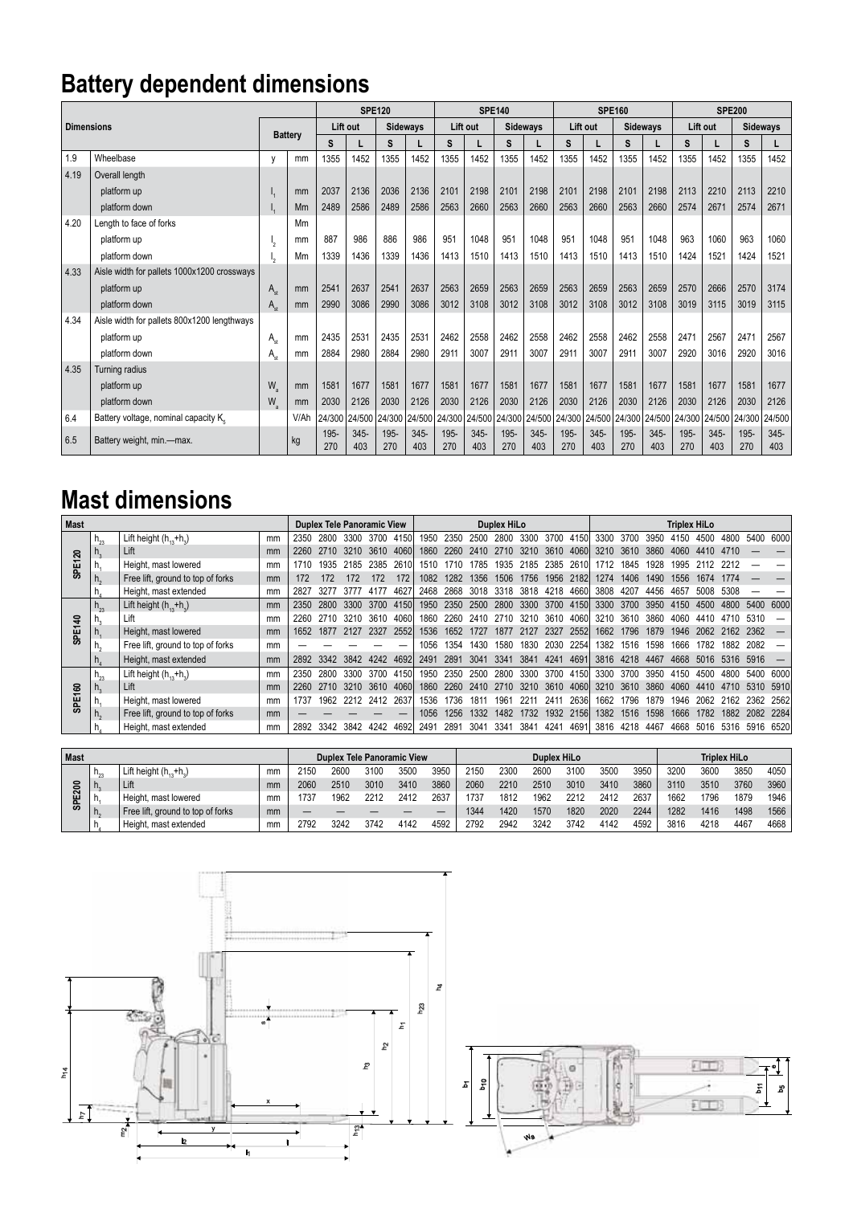# Battery dependent dimensions

| Dimensions | | | Battery | SPE120 | | | | SPE140 | | | | SPE160 | | | | SPE200 | | | |
|---|---|---|---|---|---|---|---|---|---|---|---|---|---|---|---|---|---|---|---|
| | | | | Lift out | | Sideways | | Lift out | | Sideways | | Lift out | | Sideways | | Lift out | | Sideways | |
| | | | | S | L | S | L | S | L | S | L | S | L | S | L | S | L | S | L |
| 1.9 | Wheelbase | y | mm | 1355 | 1452 | 1355 | 1452 | 1355 | 1452 | 1355 | 1452 | 1355 | 1452 | 1355 | 1452 | 1355 | 1452 | 1355 | 1452 |
| 4.19 | Overall length | | | | | | | | | | | | | | | | | | |
| | platform up | $l_1$ | mm | 2037 | 2136 | 2036 | 2136 | 2101 | 2198 | 2101 | 2198 | 2101 | 2198 | 2101 | 2198 | 2113 | 2210 | 2113 | 2210 |
| | platform down | $l_1$ | Mm | 2489 | 2586 | 2489 | 2586 | 2563 | 2660 | 2563 | 2660 | 2563 | 2660 | 2563 | 2660 | 2574 | 2671 | 2574 | 2671 |
| 4.20 | Length to face of forks | | Mm | | | | | | | | | | | | | | | | |
| | platform up | $l_2$ | mm | 887 | 986 | 886 | 986 | 951 | 1048 | 951 | 1048 | 951 | 1048 | 951 | 1048 | 963 | 1060 | 963 | 1060 |
| | platform down | $l_2$ | Mm | 1339 | 1436 | 1339 | 1436 | 1413 | 1510 | 1413 | 1510 | 1413 | 1510 | 1413 | 1510 | 1424 | 1521 | 1424 | 1521 |
| 4.33 | Aisle width for pallets 1000x1200 crossways | | | | | | | | | | | | | | | | | | |
| | platform up | $A_{st}$ | mm | 2541 | 2637 | 2541 | 2637 | 2563 | 2659 | 2563 | 2659 | 2563 | 2659 | 2563 | 2659 | 2570 | 2666 | 2570 | 3174 |
| | platform down | $A_{st}$ | mm | 2990 | 3086 | 2990 | 3086 | 3012 | 3108 | 3012 | 3108 | 3012 | 3108 | 3012 | 3108 | 3019 | 3115 | 3019 | 3115 |
| 4.34 | Aisle width for pallets 800x1200 lengthways | | | | | | | | | | | | | | | | | | |
| | platform up | $A_{st}$ | mm | 2435 | 2531 | 2435 | 2531 | 2462 | 2558 | 2462 | 2558 | 2462 | 2558 | 2462 | 2558 | 2471 | 2567 | 2471 | 2567 |
| | platform down | $A_{st}$ | mm | 2884 | 2980 | 2884 | 2980 | 2911 | 3007 | 2911 | 3007 | 2911 | 3007 | 2911 | 3007 | 2920 | 3016 | 2920 | 3016 |
| 4.35 | Turning radius | | | | | | | | | | | | | | | | | | |
| | platform up | $W_a$ | mm | 1581 | 1677 | 1581 | 1677 | 1581 | 1677 | 1581 | 1677 | 1581 | 1677 | 1581 | 1677 | 1581 | 1677 | 1581 | 1677 |
| | platform down | $W_a$ | mm | 2030 | 2126 | 2030 | 2126 | 2030 | 2126 | 2030 | 2126 | 2030 | 2126 | 2030 | 2126 | 2030 | 2126 | 2030 | 2126 |
| 6.4 | Battery voltage, nominal capacity $K_5$ | | V/Ah | 24/300 | 24/500 | 24/300 | 24/500 | 24/300 | 24/500 | 24/300 | 24/500 | 24/300 | 24/500 | 24/300 | 24/500 | 24/300 | 24/500 | 24/300 | 24/500 |
| 6.5 | Battery weight, min.—max. | | kg | 195-270 | 345-403 | 195-270 | 345-403 | 195-270 | 345-403 | 195-270 | 345-403 | 195-270 | 345-403 | 195-270 | 345-403 | 195-270 | 345-403 | 195-270 | 345-403 |

# Mast dimensions

| Mast | | | | Duplex Tele Panoramic View | | | | | Duplex HiLo | | | | | | | Triplex HiLo | | | | | | | |
|---|---|---|---|---|---|---|---|---|---|---|---|---|---|---|---|---|---|---|---|---|---|---|---|
| SPE120 | $h_{23}$ | Lift height ($h_{13}+h_3$) | mm | 2350 | 2800 | 3300 | 3700 | 4150 | 1950 | 2350 | 2500 | 2800 | 3300 | 3700 | 4150 | 3300 | 3700 | 3950 | 4150 | 4500 | 4800 | 5400 | 6000 |
| | $h_3$ | Lift | mm | 2260 | 2710 | 3210 | 3610 | 4060 | 1860 | 2260 | 2410 | 2710 | 3210 | 3610 | 4060 | 3210 | 3610 | 3860 | 4060 | 4410 | 4710 | — | — |
| | $h_1$ | Height, mast lowered | mm | 1710 | 1935 | 2185 | 2385 | 2610 | 1510 | 1710 | 1785 | 1935 | 2185 | 2385 | 2610 | 1712 | 1845 | 1928 | 1995 | 2112 | 2212 | — | — |
| | $h_2$ | Free lift, ground to top of forks | mm | 172 | 172 | 172 | 172 | 172 | 1082 | 1282 | 1356 | 1506 | 1756 | 1956 | 2182 | 1274 | 1406 | 1490 | 1556 | 1674 | 1774 | — | — |
| | $h_4$ | Height, mast extended | mm | 2827 | 3277 | 3777 | 4177 | 4627 | 2468 | 2868 | 3018 | 3318 | 3818 | 4218 | 4660 | 3808 | 4207 | 4456 | 4657 | 5008 | 5308 | — | — |
| SPE140 | $h_{23}$ | Lift height ($h_{13}+h_3$) | mm | 2350 | 2800 | 3300 | 3700 | 4150 | 1950 | 2350 | 2500 | 2800 | 3300 | 3700 | 4150 | 3300 | 3700 | 3950 | 4150 | 4500 | 4800 | 5400 | 6000 |
| | $h_3$ | Lift | mm | 2260 | 2710 | 3210 | 3610 | 4060 | 1860 | 2260 | 2410 | 2710 | 3210 | 3610 | 4060 | 3210 | 3610 | 3860 | 4060 | 4410 | 4710 | 5310 | — |
| | $h_1$ | Height, mast lowered | mm | 1652 | 1877 | 2127 | 2327 | 2552 | 1536 | 1652 | 1727 | 1877 | 2127 | 2327 | 2552 | 1662 | 1796 | 1879 | 1946 | 2062 | 2162 | 2362 | — |
| | $h_2$ | Free lift, ground to top of forks | mm | — | — | — | — | — | 1056 | 1354 | 1430 | 1580 | 1830 | 2030 | 2254 | 1382 | 1516 | 1598 | 1666 | 1782 | 1882 | 2082 | — |
| | $h_4$ | Height, mast extended | mm | 2892 | 3342 | 3842 | 4242 | 4692 | 2491 | 2891 | 3041 | 3341 | 3841 | 4241 | 4691 | 3816 | 4218 | 4467 | 4668 | 5016 | 5316 | 5916 | — |
| SPE160 | $h_{23}$ | Lift height ($h_{13}+h_3$) | mm | 2350 | 2800 | 3300 | 3700 | 4150 | 1950 | 2350 | 2500 | 2800 | 3300 | 3700 | 4150 | 3300 | 3700 | 3950 | 4150 | 4500 | 4800 | 5400 | 6000 |
| | $h_3$ | Lift | mm | 2260 | 2710 | 3210 | 3610 | 4060 | 1860 | 2260 | 2410 | 2710 | 3210 | 3610 | 4060 | 3210 | 3610 | 3860 | 4060 | 4410 | 4710 | 5310 | 5910 |
| | $h_1$ | Height, mast lowered | mm | 1737 | 1962 | 2212 | 2412 | 2637 | 1536 | 1736 | 1811 | 1961 | 2211 | 2411 | 2636 | 1662 | 1796 | 1879 | 1946 | 2062 | 2162 | 2362 | 2562 |
| | $h_2$ | Free lift, ground to top of forks | mm | — | — | — | — | — | 1056 | 1256 | 1332 | 1482 | 1732 | 1932 | 2156 | 1382 | 1516 | 1598 | 1666 | 1782 | 1882 | 2082 | 2284 |
| | $h_4$ | Height, mast extended | mm | 2892 | 3342 | 3842 | 4242 | 4692 | 2491 | 2891 | 3041 | 3341 | 3841 | 4241 | 4691 | 3816 | 4218 | 4467 | 4668 | 5016 | 5316 | 5916 | 6520 |

| Mast | | | | Duplex Tele Panoramic View | | | | | Duplex HiLo | | | | | | Triplex HiLo | | | |
|---|---|---|---|---|---|---|---|---|---|---|---|---|---|---|---|---|---|---|
| SPE200 | $h_{23}$ | Lift height ($h_{13}+h_3$) | mm | 2150 | 2600 | 3100 | 3500 | 3950 | 2150 | 2300 | 2600 | 3100 | 3500 | 3950 | 3200 | 3600 | 3850 | 4050 |
| | $h_3$ | Lift | mm | 2060 | 2510 | 3010 | 3410 | 3860 | 2060 | 2210 | 2510 | 3010 | 3410 | 3860 | 3110 | 3510 | 3760 | 3960 |
| | $h_1$ | Height, mast lowered | mm | 1737 | 1962 | 2212 | 2412 | 2637 | 1737 | 1812 | 1962 | 2212 | 2412 | 2637 | 1662 | 1796 | 1879 | 1946 |
| | $h_2$ | Free lift, ground to top of forks | mm | — | — | — | — | — | 1344 | 1420 | 1570 | 1820 | 2020 | 2244 | 1282 | 1416 | 1498 | 1566 |
| | $h_4$ | Height, mast extended | mm | 2792 | 3242 | 3742 | 4142 | 4592 | 2792 | 2942 | 3242 | 3742 | 4142 | 4592 | 3816 | 4218 | 4467 | 4668 |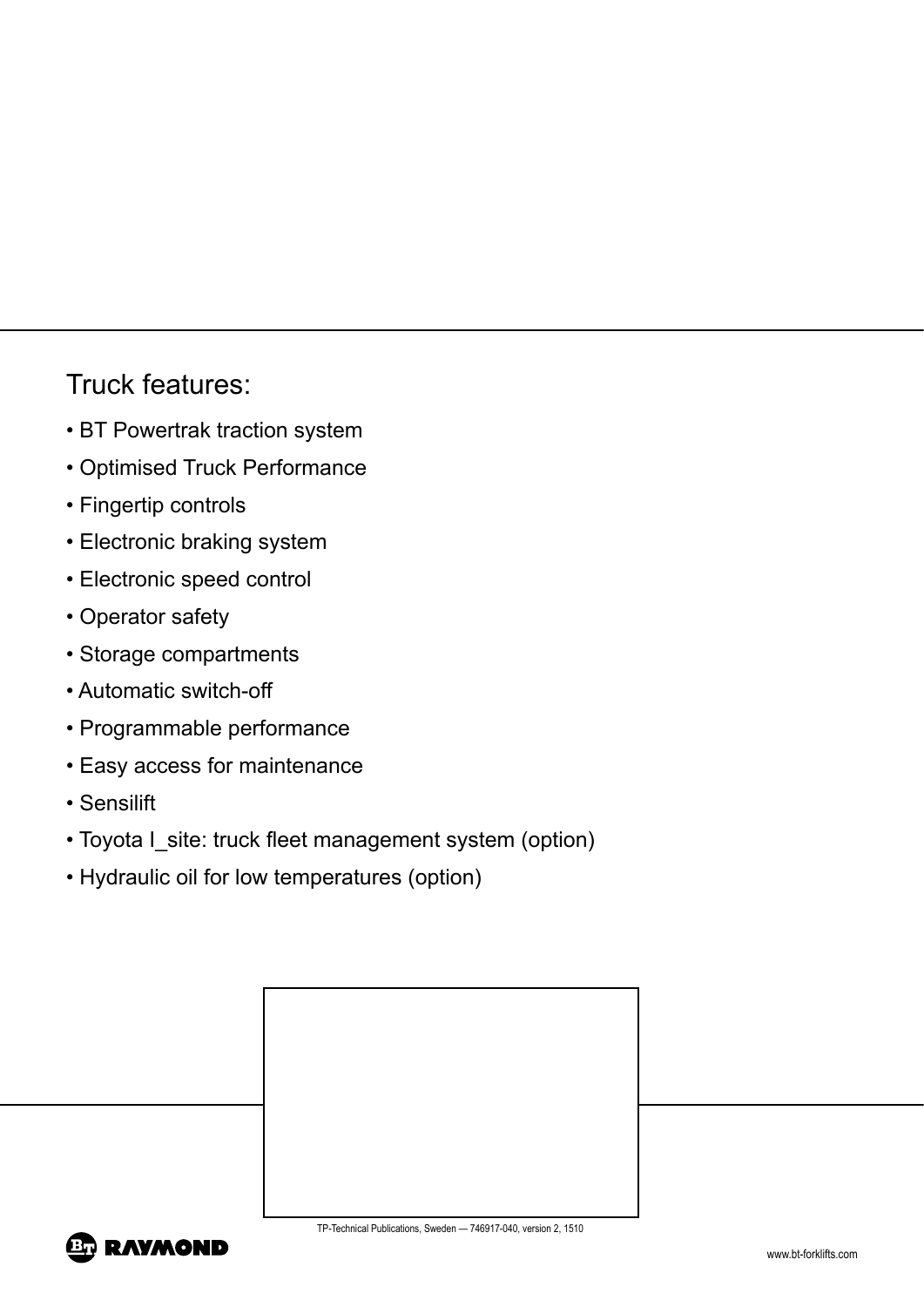## Truck features:

- BT Powertrak traction system
- Optimised Truck Performance
- Fingertip controls
- Electronic braking system
- Electronic speed control
- Operator safety
- Storage compartments
- Automatic switch-off
- Programmable performance
- Easy access for maintenance
- Sensilift
- Toyota I_site: truck fleet management system (option)
- Hydraulic oil for low temperatures (option)

TP-Technical Publications, Sweden — 746917-040, version 2, 1510

BT RAYMOND

www.bt-forklifts.com